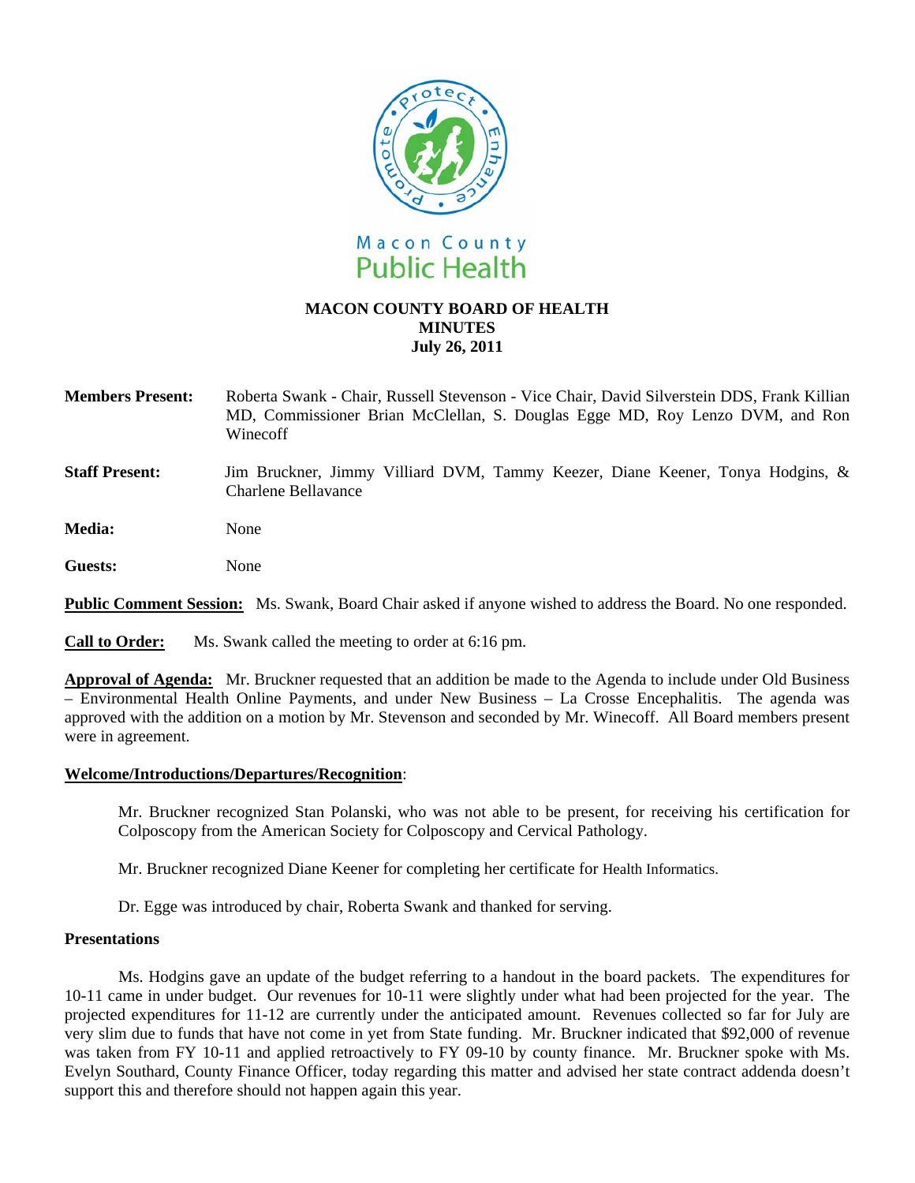# MACON COUNTY BOARD OF HEALTH
## MINUTES
### July 26, 2011

**Members Present:** Roberta Swank - Chair, Russell Stevenson - Vice Chair, David Silverstein DDS, Frank Killian MD, Commissioner Brian McClellan, S. Douglas Egge MD, Roy Lenzo DVM, and Ron Winecoff

**Staff Present:** Jim Bruckner, Jimmy Villiard DVM, Tammy Keezer, Diane Keener, Tonya Hodgins, & Charlene Bellavance

**Media:** None

**Guests:** None

**Public Comment Session:** Ms. Swank, Board Chair asked if anyone wished to address the Board. No one responded.

**Call to Order:** Ms. Swank called the meeting to order at 6:16 pm.

**Approval of Agenda:** Mr. Bruckner requested that an addition be made to the Agenda to include under Old Business – Environmental Health Online Payments, and under New Business – La Crosse Encephalitis. The agenda was approved with the addition on a motion by Mr. Stevenson and seconded by Mr. Winecoff. All Board members present were in agreement.

**Welcome/Introductions/Departures/Recognition**:

Mr. Bruckner recognized Stan Polanski, who was not able to be present, for receiving his certification for Colposcopy from the American Society for Colposcopy and Cervical Pathology.

Mr. Bruckner recognized Diane Keener for completing her certificate for Health Informatics.

Dr. Egge was introduced by chair, Roberta Swank and thanked for serving.

**Presentations**

Ms. Hodgins gave an update of the budget referring to a handout in the board packets. The expenditures for 10-11 came in under budget. Our revenues for 10-11 were slightly under what had been projected for the year. The projected expenditures for 11-12 are currently under the anticipated amount. Revenues collected so far for July are very slim due to funds that have not come in yet from State funding. Mr. Bruckner indicated that $92,000 of revenue was taken from FY 10-11 and applied retroactively to FY 09-10 by county finance. Mr. Bruckner spoke with Ms. Evelyn Southard, County Finance Officer, today regarding this matter and advised her state contract addenda doesn't support this and therefore should not happen again this year.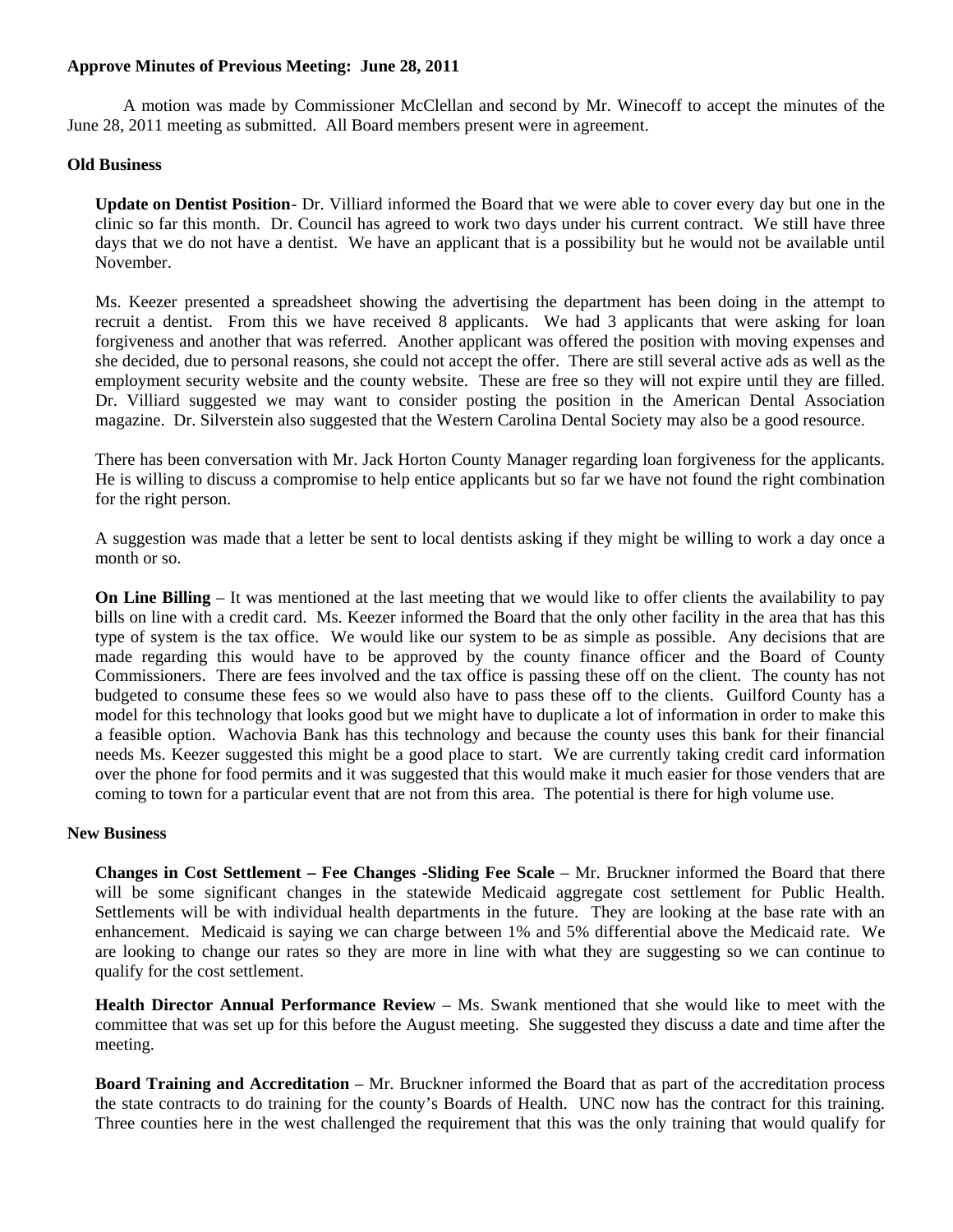**Approve Minutes of Previous Meeting: June 28, 2011**

A motion was made by Commissioner McClellan and second by Mr. Winecoff to accept the minutes of the June 28, 2011 meeting as submitted. All Board members present were in agreement.

**Old Business**

**Update on Dentist Position**- Dr. Villiard informed the Board that we were able to cover every day but one in the clinic so far this month. Dr. Council has agreed to work two days under his current contract. We still have three days that we do not have a dentist. We have an applicant that is a possibility but he would not be available until November.

Ms. Keezer presented a spreadsheet showing the advertising the department has been doing in the attempt to recruit a dentist. From this we have received 8 applicants. We had 3 applicants that were asking for loan forgiveness and another that was referred. Another applicant was offered the position with moving expenses and she decided, due to personal reasons, she could not accept the offer. There are still several active ads as well as the employment security website and the county website. These are free so they will not expire until they are filled. Dr. Villiard suggested we may want to consider posting the position in the American Dental Association magazine. Dr. Silverstein also suggested that the Western Carolina Dental Society may also be a good resource.

There has been conversation with Mr. Jack Horton County Manager regarding loan forgiveness for the applicants. He is willing to discuss a compromise to help entice applicants but so far we have not found the right combination for the right person.

A suggestion was made that a letter be sent to local dentists asking if they might be willing to work a day once a month or so.

**On Line Billing** – It was mentioned at the last meeting that we would like to offer clients the availability to pay bills on line with a credit card. Ms. Keezer informed the Board that the only other facility in the area that has this type of system is the tax office. We would like our system to be as simple as possible. Any decisions that are made regarding this would have to be approved by the county finance officer and the Board of County Commissioners. There are fees involved and the tax office is passing these off on the client. The county has not budgeted to consume these fees so we would also have to pass these off to the clients. Guilford County has a model for this technology that looks good but we might have to duplicate a lot of information in order to make this a feasible option. Wachovia Bank has this technology and because the county uses this bank for their financial needs Ms. Keezer suggested this might be a good place to start. We are currently taking credit card information over the phone for food permits and it was suggested that this would make it much easier for those venders that are coming to town for a particular event that are not from this area. The potential is there for high volume use.

**New Business**

**Changes in Cost Settlement – Fee Changes -Sliding Fee Scale** – Mr. Bruckner informed the Board that there will be some significant changes in the statewide Medicaid aggregate cost settlement for Public Health. Settlements will be with individual health departments in the future. They are looking at the base rate with an enhancement. Medicaid is saying we can charge between 1% and 5% differential above the Medicaid rate. We are looking to change our rates so they are more in line with what they are suggesting so we can continue to qualify for the cost settlement.

**Health Director Annual Performance Review** – Ms. Swank mentioned that she would like to meet with the committee that was set up for this before the August meeting. She suggested they discuss a date and time after the meeting.

**Board Training and Accreditation** – Mr. Bruckner informed the Board that as part of the accreditation process the state contracts to do training for the county's Boards of Health. UNC now has the contract for this training. Three counties here in the west challenged the requirement that this was the only training that would qualify for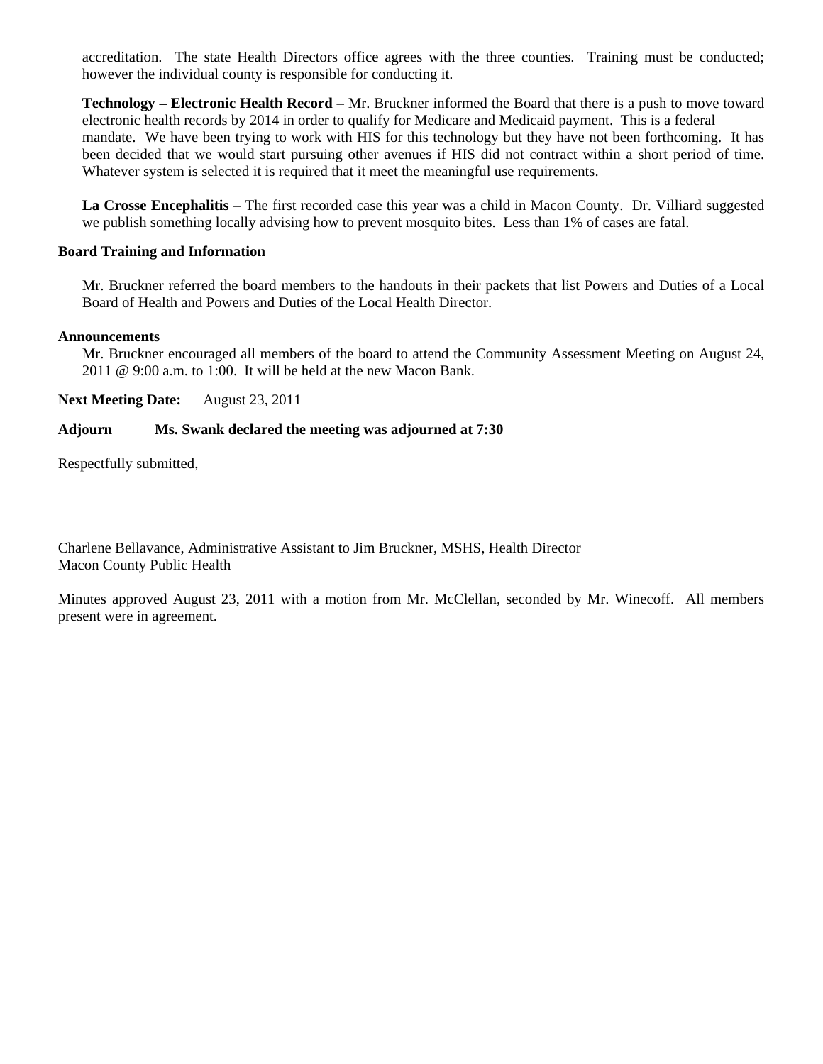accreditation. The state Health Directors office agrees with the three counties. Training must be conducted; however the individual county is responsible for conducting it.

**Technology – Electronic Health Record** – Mr. Bruckner informed the Board that there is a push to move toward electronic health records by 2014 in order to qualify for Medicare and Medicaid payment. This is a federal mandate. We have been trying to work with HIS for this technology but they have not been forthcoming. It has been decided that we would start pursuing other avenues if HIS did not contract within a short period of time. Whatever system is selected it is required that it meet the meaningful use requirements.

**La Crosse Encephalitis** – The first recorded case this year was a child in Macon County. Dr. Villiard suggested we publish something locally advising how to prevent mosquito bites. Less than 1% of cases are fatal.

**Board Training and Information**

Mr. Bruckner referred the board members to the handouts in their packets that list Powers and Duties of a Local Board of Health and Powers and Duties of the Local Health Director.

**Announcements**

Mr. Bruckner encouraged all members of the board to attend the Community Assessment Meeting on August 24, 2011 @ 9:00 a.m. to 1:00. It will be held at the new Macon Bank.

**Next Meeting Date:** August 23, 2011

**Adjourn** **Ms. Swank declared the meeting was adjourned at 7:30**

Respectfully submitted,

Charlene Bellavance, Administrative Assistant to Jim Bruckner, MSHS, Health Director
Macon County Public Health

Minutes approved August 23, 2011 with a motion from Mr. McClellan, seconded by Mr. Winecoff. All members present were in agreement.